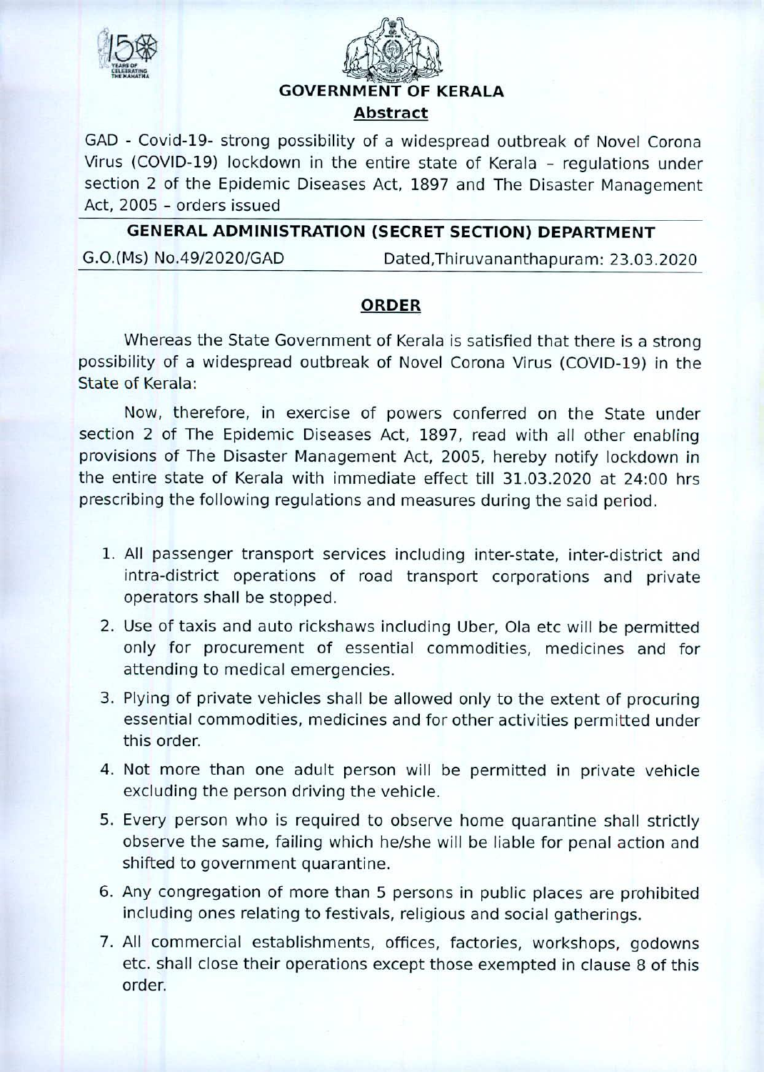# GOVERNMENT OF KERALA

## Abstract

GAD - Covid-19- strong possibility of a widespread outbreak of Novel Corona Virus (COVID-19) lockdown in the entire state of Kerala – regulations under section 2 of the Epidemic Diseases Act, 1897 and The Disaster Management Act, 2005 - orders issued

---

**GENERAL ADMINISTRATION (SECRET SECTION) DEPARTMENT**

G.O.(Ms) No.49/2020/GAD Dated,Thiruvananthapuram: 23.03.2020

---

## ORDER

Whereas the State Government of Kerala is satisfied that there is a strong possibility of a widespread outbreak of Novel Corona Virus (COVID-19) in the State of Kerala:

Now, therefore, in exercise of powers conferred on the State under section 2 of The Epidemic Diseases Act, 1897, read with all other enabling provisions of The Disaster Management Act, 2005, hereby notify lockdown in the entire state of Kerala with immediate effect till 31.03.2020 at 24:00 hrs prescribing the following regulations and measures during the said period.

1. All passenger transport services including inter-state, inter-district and intra-district operations of road transport corporations and private operators shall be stopped.
2. Use of taxis and auto rickshaws including Uber, Ola etc will be permitted only for procurement of essential commodities, medicines and for attending to medical emergencies.
3. Plying of private vehicles shall be allowed only to the extent of procuring essential commodities, medicines and for other activities permitted under this order.
4. Not more than one adult person will be permitted in private vehicle excluding the person driving the vehicle.
5. Every person who is required to observe home quarantine shall strictly observe the same, failing which he/she will be liable for penal action and shifted to government quarantine.
6. Any congregation of more than 5 persons in public places are prohibited including ones relating to festivals, religious and social gatherings.
7. All commercial establishments, offices, factories, workshops, godowns etc. shall close their operations except those exempted in clause 8 of this order.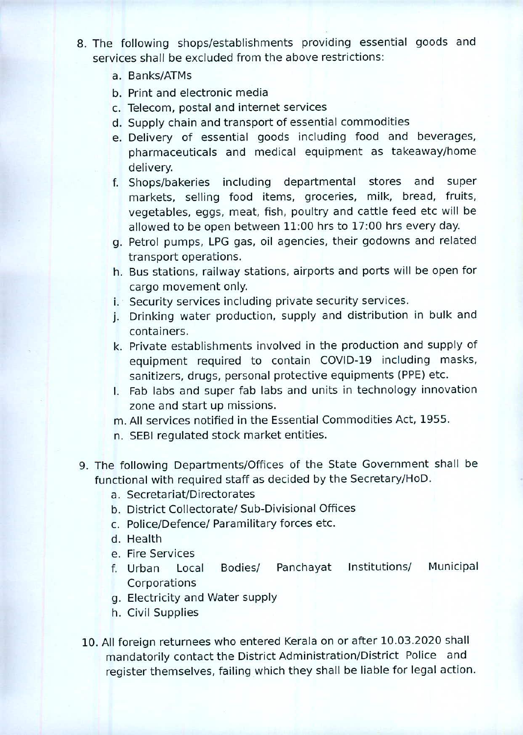8. The following shops/establishments providing essential goods and services shall be excluded from the above restrictions:
   a. Banks/ATMs
   b. Print and electronic media
   c. Telecom, postal and internet services
   d. Supply chain and transport of essential commodities
   e. Delivery of essential goods including food and beverages, pharmaceuticals and medical equipment as takeaway/home delivery.
   f. Shops/bakeries including departmental stores and super markets, selling food items, groceries, milk, bread, fruits, vegetables, eggs, meat, fish, poultry and cattle feed etc will be allowed to be open between 11:00 hrs to 17:00 hrs every day.
   g. Petrol pumps, LPG gas, oil agencies, their godowns and related transport operations.
   h. Bus stations, railway stations, airports and ports will be open for cargo movement only.
   i. Security services including private security services.
   j. Drinking water production, supply and distribution in bulk and containers.
   k. Private establishments involved in the production and supply of equipment required to contain COVID-19 including masks, sanitizers, drugs, personal protective equipments (PPE) etc.
   l. Fab labs and super fab labs and units in technology innovation zone and start up missions.
   m. All services notified in the Essential Commodities Act, 1955.
   n. SEBI regulated stock market entities.

9. The following Departments/Offices of the State Government shall be functional with required staff as decided by the Secretary/HoD.
   a. Secretariat/Directorates
   b. District Collectorate/ Sub-Divisional Offices
   c. Police/Defence/ Paramilitary forces etc.
   d. Health
   e. Fire Services
   f. Urban Local Bodies/ Panchayat Institutions/ Municipal Corporations
   g. Electricity and Water supply
   h. Civil Supplies

10. All foreign returnees who entered Kerala on or after 10.03.2020 shall mandatorily contact the District Administration/District Police and register themselves, failing which they shall be liable for legal action.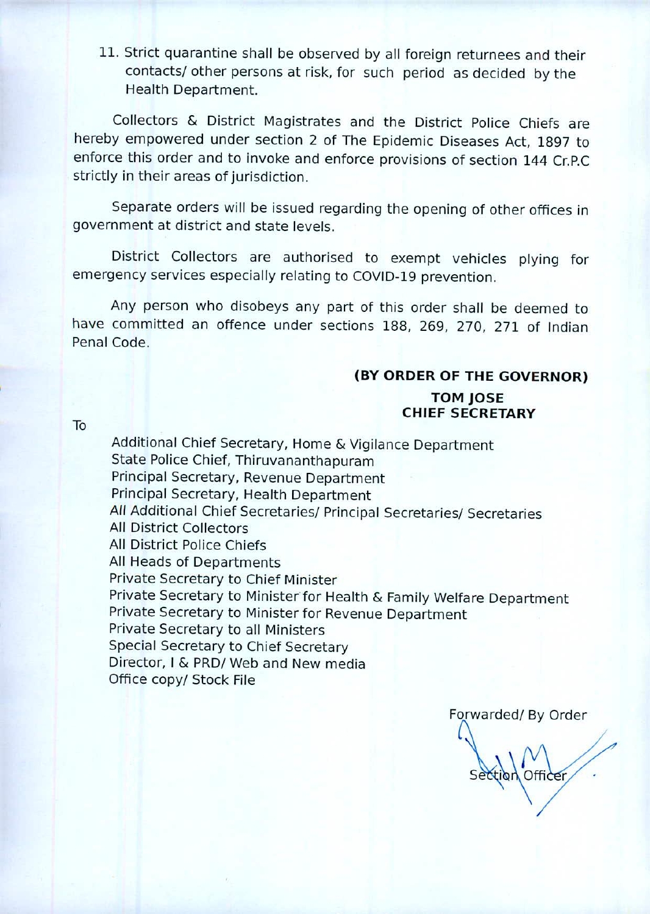11. Strict quarantine shall be observed by all foreign returnees and their contacts/ other persons at risk, for such period as decided by the Health Department.

Collectors & District Magistrates and the District Police Chiefs are hereby empowered under section 2 of The Epidemic Diseases Act, 1897 to enforce this order and to invoke and enforce provisions of section 144 Cr.P.C strictly in their areas of jurisdiction.

Separate orders will be issued regarding the opening of other offices in government at district and state levels.

District Collectors are authorised to exempt vehicles plying for emergency services especially relating to COVID-19 prevention.

Any person who disobeys any part of this order shall be deemed to have committed an offence under sections 188, 269, 270, 271 of Indian Penal Code.

**(BY ORDER OF THE GOVERNOR)**

**TOM JOSE**
**CHIEF SECRETARY**

To

Additional Chief Secretary, Home & Vigilance Department
State Police Chief, Thiruvananthapuram
Principal Secretary, Revenue Department
Principal Secretary, Health Department
All Additional Chief Secretaries/ Principal Secretaries/ Secretaries
All District Collectors
All District Police Chiefs
All Heads of Departments
Private Secretary to Chief Minister
Private Secretary to Minister for Health & Family Welfare Department
Private Secretary to Minister for Revenue Department
Private Secretary to all Ministers
Special Secretary to Chief Secretary
Director, I & PRD/ Web and New media
Office copy/ Stock File

Forwarded/ By Order

Section Officer